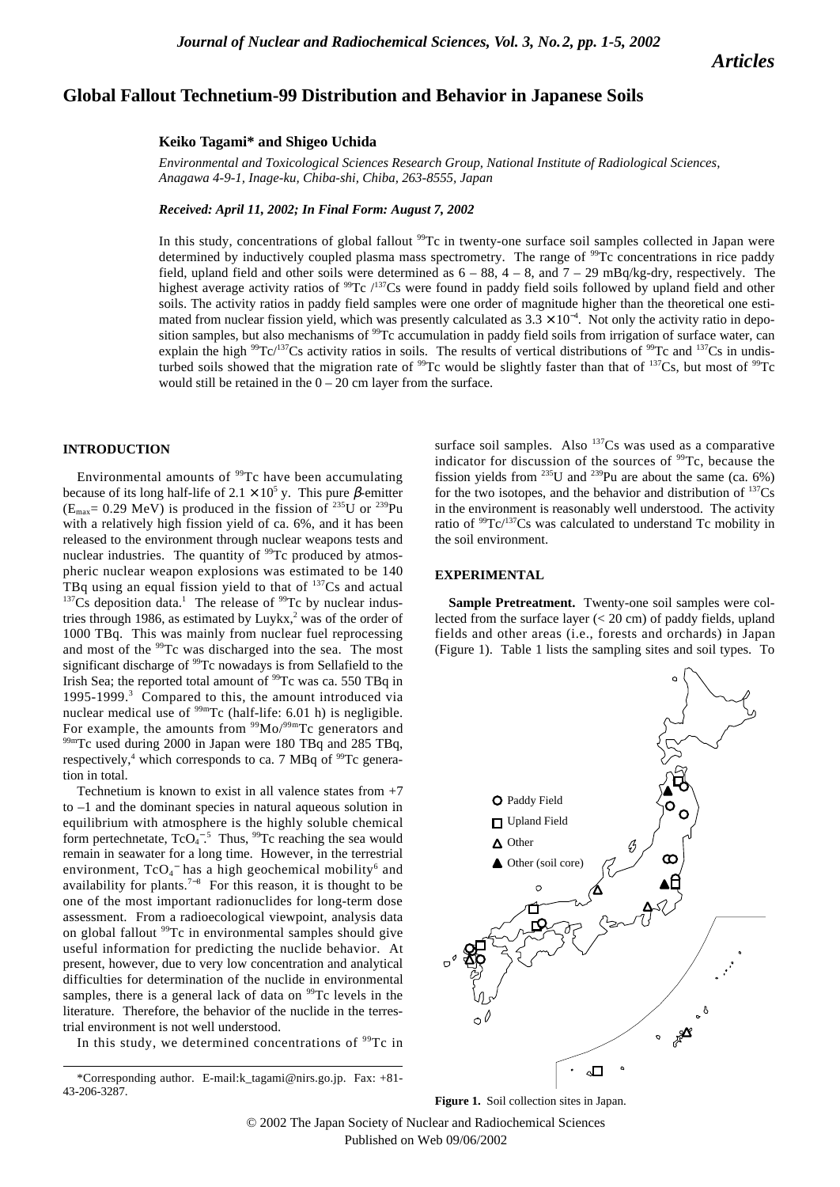# Global Fallout Technetium-99 Distribution and Behavior in Japanese Soils

**Keiko Tagami* and Shigeo Uchida**

*Environmental and Toxicological Sciences Research Group, National Institute of Radiological Sciences, Anagawa 4-9-1, Inage-ku, Chiba-shi, Chiba, 263-8555, Japan*

***Received: April 11, 2002; In Final Form: August 7, 2002***

In this study, concentrations of global fallout $^{99}$Tc in twenty-one surface soil samples collected in Japan were determined by inductively coupled plasma mass spectrometry. The range of $^{99}$Tc concentrations in rice paddy field, upland field and other soils were determined as 6 – 88, 4 – 8, and 7 – 29 mBq/kg-dry, respectively. The highest average activity ratios of $^{99}$Tc /$^{137}$Cs were found in paddy field soils followed by upland field and other soils. The activity ratios in paddy field samples were one order of magnitude higher than the theoretical one estimated from nuclear fission yield, which was presently calculated as $3.3 \times 10^{-4}$. Not only the activity ratio in deposition samples, but also mechanisms of $^{99}$Tc accumulation in paddy field soils from irrigation of surface water, can explain the high $^{99}$Tc/$^{137}$Cs activity ratios in soils. The results of vertical distributions of $^{99}$Tc and $^{137}$Cs in undisturbed soils showed that the migration rate of $^{99}$Tc would be slightly faster than that of $^{137}$Cs, but most of $^{99}$Tc would still be retained in the 0 – 20 cm layer from the surface.

## INTRODUCTION

Environmental amounts of $^{99}$Tc have been accumulating because of its long half-life of $2.1 \times 10^5$ y. This pure $\beta$-emitter ($E_{max}$= 0.29 MeV) is produced in the fission of $^{235}$U or $^{239}$Pu with a relatively high fission yield of ca. 6%, and it has been released to the environment through nuclear weapons tests and nuclear industries. The quantity of $^{99}$Tc produced by atmospheric nuclear weapon explosions was estimated to be 140 TBq using an equal fission yield to that of $^{137}$Cs and actual $^{137}$Cs deposition data.[1] The release of $^{99}$Tc by nuclear industries through 1986, as estimated by Luykx,[2] was of the order of 1000 TBq. This was mainly from nuclear fuel reprocessing and most of the $^{99}$Tc was discharged into the sea. The most significant discharge of $^{99}$Tc nowadays is from Sellafield to the Irish Sea; the reported total amount of $^{99}$Tc was ca. 550 TBq in 1995-1999.[3] Compared to this, the amount introduced via nuclear medical use of $^{99m}$Tc (half-life: 6.01 h) is negligible. For example, the amounts from $^{99}$Mo/$^{99m}$Tc generators and $^{99m}$Tc used during 2000 in Japan were 180 TBq and 285 TBq, respectively,[4] which corresponds to ca. 7 MBq of $^{99}$Tc generation in total.

Technetium is known to exist in all valence states from +7 to –1 and the dominant species in natural aqueous solution in equilibrium with atmosphere is the highly soluble chemical form pertechnetate, $TcO_4^-$.[5] Thus, $^{99}$Tc reaching the sea would remain in seawater for a long time. However, in the terrestrial environment, $TcO_4^-$ has a high geochemical mobility[6] and availability for plants.[7–8] For this reason, it is thought to be one of the most important radionuclides for long-term dose assessment. From a radioecological viewpoint, analysis data on global fallout $^{99}$Tc in environmental samples should give useful information for predicting the nuclide behavior. At present, however, due to very low concentration and analytical difficulties for determination of the nuclide in environmental samples, there is a general lack of data on $^{99}$Tc levels in the literature. Therefore, the behavior of the nuclide in the terrestrial environment is not well understood.

In this study, we determined concentrations of $^{99}$Tc in surface soil samples. Also $^{137}$Cs was used as a comparative indicator for discussion of the sources of $^{99}$Tc, because the fission yields from $^{235}$U and $^{239}$Pu are about the same (ca. 6%) for the two isotopes, and the behavior and distribution of $^{137}$Cs in the environment is reasonably well understood. The activity ratio of $^{99}$Tc/$^{137}$Cs was calculated to understand Tc mobility in the soil environment.

## EXPERIMENTAL

**Sample Pretreatment.** Twenty-one soil samples were collected from the surface layer (< 20 cm) of paddy fields, upland fields and other areas (i.e., forests and orchards) in Japan (Figure 1). Table 1 lists the sampling sites and soil types. To

**Figure 1.** Soil collection sites in Japan.

*Corresponding author. E-mail:k_tagami@nirs.go.jp. Fax: +81-43-206-3287.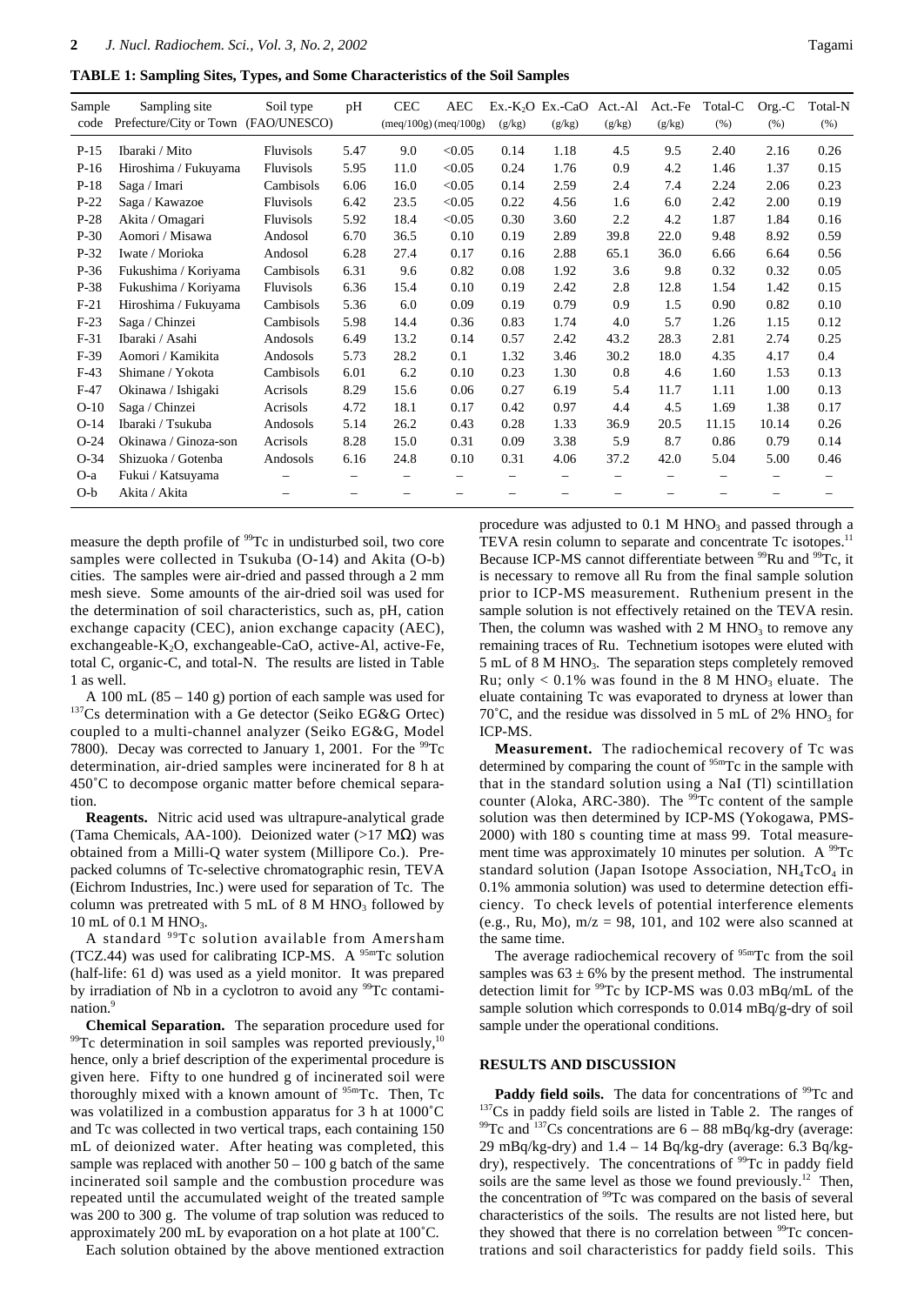**TABLE 1: Sampling Sites, Types, and Some Characteristics of the Soil Samples**

| Sample code | Sampling site Prefecture/City or Town | Soil type (FAO/UNESCO) | pH | CEC (meq/100g) | AEC (meq/100g) | Ex.-$K_2O$ (g/kg) | Ex.-CaO (g/kg) | Act.-Al (g/kg) | Act.-Fe (g/kg) | Total-C (%) | Org.-C (%) | Total-N (%) |
|---|---|---|---|---|---|---|---|---|---|---|---|---|
| P-15 | Ibaraki / Mito | Fluvisols | 5.47 | 9.0 | <0.05 | 0.14 | 1.18 | 4.5 | 9.5 | 2.40 | 2.16 | 0.26 |
| P-16 | Hiroshima / Fukuyama | Fluvisols | 5.95 | 11.0 | <0.05 | 0.24 | 1.76 | 0.9 | 4.2 | 1.46 | 1.37 | 0.15 |
| P-18 | Saga / Imari | Cambisols | 6.06 | 16.0 | <0.05 | 0.14 | 2.59 | 2.4 | 7.4 | 2.24 | 2.06 | 0.23 |
| P-22 | Saga / Kawazoe | Fluvisols | 6.42 | 23.5 | <0.05 | 0.22 | 4.56 | 1.6 | 6.0 | 2.42 | 2.00 | 0.19 |
| P-28 | Akita / Omagari | Fluvisols | 5.92 | 18.4 | <0.05 | 0.30 | 3.60 | 2.2 | 4.2 | 1.87 | 1.84 | 0.16 |
| P-30 | Aomori / Misawa | Andosol | 6.70 | 36.5 | 0.10 | 0.19 | 2.89 | 39.8 | 22.0 | 9.48 | 8.92 | 0.59 |
| P-32 | Iwate / Morioka | Andosol | 6.28 | 27.4 | 0.17 | 0.16 | 2.88 | 65.1 | 36.0 | 6.66 | 6.64 | 0.56 |
| P-36 | Fukushima / Koriyama | Cambisols | 6.31 | 9.6 | 0.82 | 0.08 | 1.92 | 3.6 | 9.8 | 0.32 | 0.32 | 0.05 |
| P-38 | Fukushima / Koriyama | Fluvisols | 6.36 | 15.4 | 0.10 | 0.19 | 2.42 | 2.8 | 12.8 | 1.54 | 1.42 | 0.15 |
| F-21 | Hiroshima / Fukuyama | Cambisols | 5.36 | 6.0 | 0.09 | 0.19 | 0.79 | 0.9 | 1.5 | 0.90 | 0.82 | 0.10 |
| F-23 | Saga / Chinzei | Cambisols | 5.98 | 14.4 | 0.36 | 0.83 | 1.74 | 4.0 | 5.7 | 1.26 | 1.15 | 0.12 |
| F-31 | Ibaraki / Asahi | Andosols | 6.49 | 13.2 | 0.14 | 0.57 | 2.42 | 43.2 | 28.3 | 2.81 | 2.74 | 0.25 |
| F-39 | Aomori / Kamikita | Andosols | 5.73 | 28.2 | 0.1 | 1.32 | 3.46 | 30.2 | 18.0 | 4.35 | 4.17 | 0.4 |
| F-43 | Shimane / Yokota | Cambisols | 6.01 | 6.2 | 0.10 | 0.23 | 1.30 | 0.8 | 4.6 | 1.60 | 1.53 | 0.13 |
| F-47 | Okinawa / Ishigaki | Acrisols | 8.29 | 15.6 | 0.06 | 0.27 | 6.19 | 5.4 | 11.7 | 1.11 | 1.00 | 0.13 |
| O-10 | Saga / Chinzei | Acrisols | 4.72 | 18.1 | 0.17 | 0.42 | 0.97 | 4.4 | 4.5 | 1.69 | 1.38 | 0.17 |
| O-14 | Ibaraki / Tsukuba | Andosols | 5.14 | 26.2 | 0.43 | 0.28 | 1.33 | 36.9 | 20.5 | 11.15 | 10.14 | 0.26 |
| O-24 | Okinawa / Ginoza-son | Acrisols | 8.28 | 15.0 | 0.31 | 0.09 | 3.38 | 5.9 | 8.7 | 0.86 | 0.79 | 0.14 |
| O-34 | Shizuoka / Gotenba | Andosols | 6.16 | 24.8 | 0.10 | 0.31 | 4.06 | 37.2 | 42.0 | 5.04 | 5.00 | 0.46 |
| O-a | Fukui / Katsuyama | – | – | – | – | – | – | – | – | – | – | – |
| O-b | Akita / Akita | – | – | – | – | – | – | – | – | – | – | – |

measure the depth profile of $^{99}$Tc in undisturbed soil, two core samples were collected in Tsukuba (O-14) and Akita (O-b) cities. The samples were air-dried and passed through a 2 mm mesh sieve. Some amounts of the air-dried soil was used for the determination of soil characteristics, such as, pH, cation exchange capacity (CEC), anion exchange capacity (AEC), exchangeable-$K_2O$, exchangeable-CaO, active-Al, active-Fe, total C, organic-C, and total-N. The results are listed in Table 1 as well.

A 100 mL (85 – 140 g) portion of each sample was used for $^{137}$Cs determination with a Ge detector (Seiko EG&G Ortec) coupled to a multi-channel analyzer (Seiko EG&G, Model 7800). Decay was corrected to January 1, 2001. For the $^{99}$Tc determination, air-dried samples were incinerated for 8 h at 450˚C to decompose organic matter before chemical separation.

**Reagents.** Nitric acid used was ultrapure-analytical grade (Tama Chemicals, AA-100). Deionized water (>17 MΩ) was obtained from a Milli-Q water system (Millipore Co.). Prepacked columns of Tc-selective chromatographic resin, TEVA (Eichrom Industries, Inc.) were used for separation of Tc. The column was pretreated with 5 mL of 8 M $HNO_3$ followed by 10 mL of 0.1 M $HNO_3$.

A standard $^{99}$Tc solution available from Amersham (TCZ.44) was used for calibrating ICP-MS. A $^{95m}$Tc solution (half-life: 61 d) was used as a yield monitor. It was prepared by irradiation of Nb in a cyclotron to avoid any $^{99}$Tc contamination.[9]

**Chemical Separation.** The separation procedure used for $^{99}$Tc determination in soil samples was reported previously,[10] hence, only a brief description of the experimental procedure is given here. Fifty to one hundred g of incinerated soil were thoroughly mixed with a known amount of $^{95m}$Tc. Then, Tc was volatilized in a combustion apparatus for 3 h at 1000˚C and Tc was collected in two vertical traps, each containing 150 mL of deionized water. After heating was completed, this sample was replaced with another 50 – 100 g batch of the same incinerated soil sample and the combustion procedure was repeated until the accumulated weight of the treated sample was 200 to 300 g. The volume of trap solution was reduced to approximately 200 mL by evaporation on a hot plate at 100˚C.

Each solution obtained by the above mentioned extraction procedure was adjusted to 0.1 M $HNO_3$ and passed through a TEVA resin column to separate and concentrate Tc isotopes.[11] Because ICP-MS cannot differentiate between $^{99}$Ru and $^{99}$Tc, it is necessary to remove all Ru from the final sample solution prior to ICP-MS measurement. Ruthenium present in the sample solution is not effectively retained on the TEVA resin. Then, the column was washed with 2 M $HNO_3$ to remove any remaining traces of Ru. Technetium isotopes were eluted with 5 mL of 8 M $HNO_3$. The separation steps completely removed Ru; only < 0.1% was found in the 8 M $HNO_3$ eluate. The eluate containing Tc was evaporated to dryness at lower than 70˚C, and the residue was dissolved in 5 mL of 2% $HNO_3$ for ICP-MS.

**Measurement.** The radiochemical recovery of Tc was determined by comparing the count of $^{95m}$Tc in the sample with that in the standard solution using a NaI (Tl) scintillation counter (Aloka, ARC-380). The $^{99}$Tc content of the sample solution was then determined by ICP-MS (Yokogawa, PMS-2000) with 180 s counting time at mass 99. Total measurement time was approximately 10 minutes per solution. A $^{99}$Tc standard solution (Japan Isotope Association, $NH_4TcO_4$ in 0.1% ammonia solution) was used to determine detection efficiency. To check levels of potential interference elements (e.g., Ru, Mo), m/z = 98, 101, and 102 were also scanned at the same time.

The average radiochemical recovery of $^{95m}$Tc from the soil samples was 63 ± 6% by the present method. The instrumental detection limit for $^{99}$Tc by ICP-MS was 0.03 mBq/mL of the sample solution which corresponds to 0.014 mBq/g-dry of soil sample under the operational conditions.

## RESULTS AND DISCUSSION

**Paddy field soils.** The data for concentrations of $^{99}$Tc and $^{137}$Cs in paddy field soils are listed in Table 2. The ranges of $^{99}$Tc and $^{137}$Cs concentrations are 6 – 88 mBq/kg-dry (average: 29 mBq/kg-dry) and 1.4 – 14 Bq/kg-dry (average: 6.3 Bq/kg-dry), respectively. The concentrations of $^{99}$Tc in paddy field soils are the same level as those we found previously.[12] Then, the concentration of $^{99}$Tc was compared on the basis of several characteristics of the soils. The results are not listed here, but they showed that there is no correlation between $^{99}$Tc concentrations and soil characteristics for paddy field soils. This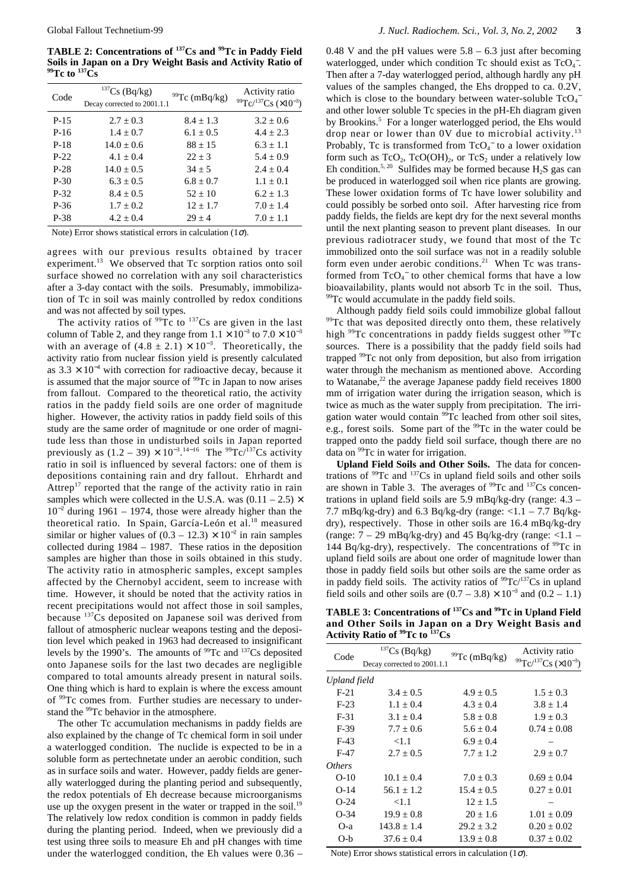**TABLE 2: Concentrations of $^{137}$Cs and $^{99}$Tc in Paddy Field Soils in Japan on a Dry Weight Basis and Activity Ratio of $^{99}$Tc to $^{137}$Cs**

| Code | $^{137}$Cs (Bq/kg) Decay corrected to 2001.1.1 | $^{99}$Tc (mBq/kg) | Activity ratio $^{99}$Tc/$^{137}$Cs ($\times 10^{-3}$) |
|---|---|---|---|
| P-15 | 2.7 ± 0.3 | 8.4 ± 1.3 | 3.2 ± 0.6 |
| P-16 | 1.4 ± 0.7 | 6.1 ± 0.5 | 4.4 ± 2.3 |
| P-18 | 14.0 ± 0.6 | 88 ± 15 | 6.3 ± 1.1 |
| P-22 | 4.1 ± 0.4 | 22 ± 3 | 5.4 ± 0.9 |
| P-28 | 14.0 ± 0.5 | 34 ± 5 | 2.4 ± 0.4 |
| P-30 | 6.3 ± 0.5 | 6.8 ± 0.7 | 1.1 ± 0.1 |
| P-32 | 8.4 ± 0.5 | 52 ± 10 | 6.2 ± 1.3 |
| P-36 | 1.7 ± 0.2 | 12 ± 1.7 | 7.0 ± 1.4 |
| P-38 | 4.2 ± 0.4 | 29 ± 4 | 7.0 ± 1.1 |

Note) Error shows statistical errors in calculation (1$\sigma$).

agrees with our previous results obtained by tracer experiment.[13] We observed that Tc sorption ratios onto soil surface showed no correlation with any soil characteristics after a 3-day contact with the soils. Presumably, immobilization of Tc in soil was mainly controlled by redox conditions and was not affected by soil types.

The activity ratios of $^{99}$Tc to $^{137}$Cs are given in the last column of Table 2, and they range from $1.1 \times 10^{-3}$ to $7.0 \times 10^{-3}$ with an average of $(4.8 \pm 2.1) \times 10^{-3}$. Theoretically, the activity ratio from nuclear fission yield is presently calculated as $3.3 \times 10^{-4}$ with correction for radioactive decay, because it is assumed that the major source of $^{99}$Tc in Japan to now arises from fallout. Compared to the theoretical ratio, the activity ratios in the paddy field soils are one order of magnitude higher. However, the activity ratios in paddy field soils of this study are the same order of magnitude or one order of magnitude less than those in undisturbed soils in Japan reported previously as $(1.2 - 39) \times 10^{-3}$.[14–16] The $^{99}$Tc/$^{137}$Cs activity ratio in soil is influenced by several factors: one of them is depositions containing rain and dry fallout. Ehrhardt and Attrep[17] reported that the range of the activity ratio in rain samples which were collected in the U.S.A. was $(0.11 - 2.5) \times 10^{-2}$ during 1961 – 1974, those were already higher than the theoretical ratio. In Spain, García-León et al.[18] measured similar or higher values of $(0.3 - 12.3) \times 10^{-2}$ in rain samples collected during 1984 – 1987. These ratios in the deposition samples are higher than those in soils obtained in this study. The activity ratio in atmospheric samples, except samples affected by the Chernobyl accident, seem to increase with time. However, it should be noted that the activity ratios in recent precipitations would not affect those in soil samples, because $^{137}$Cs deposited on Japanese soil was derived from fallout of atmospheric nuclear weapons testing and the deposition level which peaked in 1963 had decreased to insignificant levels by the 1990's. The amounts of $^{99}$Tc and $^{137}$Cs deposited onto Japanese soils for the last two decades are negligible compared to total amounts already present in natural soils. One thing which is hard to explain is where the excess amount of $^{99}$Tc comes from. Further studies are necessary to understand the $^{99}$Tc behavior in the atmosphere.

The other Tc accumulation mechanisms in paddy fields are also explained by the change of Tc chemical form in soil under a waterlogged condition. The nuclide is expected to be in a soluble form as pertechnetate under an aerobic condition, such as in surface soils and water. However, paddy fields are generally waterlogged during the planting period and subsequently, the redox potentials of Eh decrease because microorganisms use up the oxygen present in the water or trapped in the soil.[19] The relatively low redox condition is common in paddy fields during the planting period. Indeed, when we previously did a test using three soils to measure Eh and pH changes with time under the waterlogged condition, the Eh values were 0.36 – 0.48 V and the pH values were 5.8 – 6.3 just after becoming waterlogged, under which condition Tc should exist as $TcO_4^-$. Then after a 7-day waterlogged period, although hardly any pH values of the samples changed, the Ehs dropped to ca. 0.2V, which is close to the boundary between water-soluble $TcO_4^-$ and other lower soluble Tc species in the pH-Eh diagram given by Brookins.[5] For a longer waterlogged period, the Ehs would drop near or lower than 0V due to microbial activity.[13] Probably, Tc is transformed from $TcO_4^-$ to a lower oxidation form such as $TcO_2$, $TcO(OH)_2$, or $TcS_2$ under a relatively low Eh condition.[5, 20] Sulfides may be formed because $H_2S$ gas can be produced in waterlogged soil when rice plants are growing. These lower oxidation forms of Tc have lower solubility and could possibly be sorbed onto soil. After harvesting rice from paddy fields, the fields are kept dry for the next several months until the next planting season to prevent plant diseases. In our previous radiotracer study, we found that most of the Tc immobilized onto the soil surface was not in a readily soluble form even under aerobic conditions.[21] When Tc was transformed from $TcO_4^-$ to other chemical forms that have a low bioavailability, plants would not absorb Tc in the soil. Thus, $^{99}$Tc would accumulate in the paddy field soils.

Although paddy field soils could immobilize global fallout $^{99}$Tc that was deposited directly onto them, these relatively high $^{99}$Tc concentrations in paddy fields suggest other $^{99}$Tc sources. There is a possibility that the paddy field soils had trapped $^{99}$Tc not only from deposition, but also from irrigation water through the mechanism as mentioned above. According to Watanabe,[22] the average Japanese paddy field receives 1800 mm of irrigation water during the irrigation season, which is twice as much as the water supply from precipitation. The irrigation water would contain $^{99}$Tc leached from other soil sites, e.g., forest soils. Some part of the $^{99}$Tc in the water could be trapped onto the paddy field soil surface, though there are no data on $^{99}$Tc in water for irrigation.

**Upland Field Soils and Other Soils.** The data for concentrations of $^{99}$Tc and $^{137}$Cs in upland field soils and other soils are shown in Table 3. The averages of $^{99}$Tc and $^{137}$Cs concentrations in upland field soils are 5.9 mBq/kg-dry (range: 4.3 – 7.7 mBq/kg-dry) and 6.3 Bq/kg-dry (range: <1.1 – 7.7 Bq/kg-dry), respectively. Those in other soils are 16.4 mBq/kg-dry (range: 7 – 29 mBq/kg-dry) and 45 Bq/kg-dry (range: <1.1 – 144 Bq/kg-dry), respectively. The concentrations of $^{99}$Tc in upland field soils are about one order of magnitude lower than those in paddy field soils but other soils are the same order as in paddy field soils. The activity ratios of $^{99}$Tc/$^{137}$Cs in upland field soils and other soils are $(0.7 - 3.8) \times 10^{-3}$ and (0.2 – 1.1)

**TABLE 3: Concentrations of $^{137}$Cs and $^{99}$Tc in Upland Field and Other Soils in Japan on a Dry Weight Basis and Activity Ratio of $^{99}$Tc to $^{137}$Cs**

| Code | $^{137}$Cs (Bq/kg) Decay corrected to 2001.1.1 | $^{99}$Tc (mBq/kg) | Activity ratio $^{99}$Tc/$^{137}$Cs ($\times 10^{-3}$) |
|---|---|---|---|
| *Upland field* | | | |
| F-21 | 3.4 ± 0.5 | 4.9 ± 0.5 | 1.5 ± 0.3 |
| F-23 | 1.1 ± 0.4 | 4.3 ± 0.4 | 3.8 ± 1.4 |
| F-31 | 3.1 ± 0.4 | 5.8 ± 0.8 | 1.9 ± 0.3 |
| F-39 | 7.7 ± 0.6 | 5.6 ± 0.4 | 0.74 ± 0.08 |
| F-43 | <1.1 | 6.9 ± 0.4 | – |
| F-47 | 2.7 ± 0.5 | 7.7 ± 1.2 | 2.9 ± 0.7 |
| *Others* | | | |
| O-10 | 10.1 ± 0.4 | 7.0 ± 0.3 | 0.69 ± 0.04 |
| O-14 | 56.1 ± 1.2 | 15.4 ± 0.5 | 0.27 ± 0.01 |
| O-24 | <1.1 | 12 ± 1.5 | – |
| O-34 | 19.9 ± 0.8 | 20 ± 1.6 | 1.01 ± 0.09 |
| O-a | 143.8 ± 1.4 | 29.2 ± 3.2 | 0.20 ± 0.02 |
| O-b | 37.6 ± 0.4 | 13.9 ± 0.8 | 0.37 ± 0.02 |

Note) Error shows statistical errors in calculation (1$\sigma$).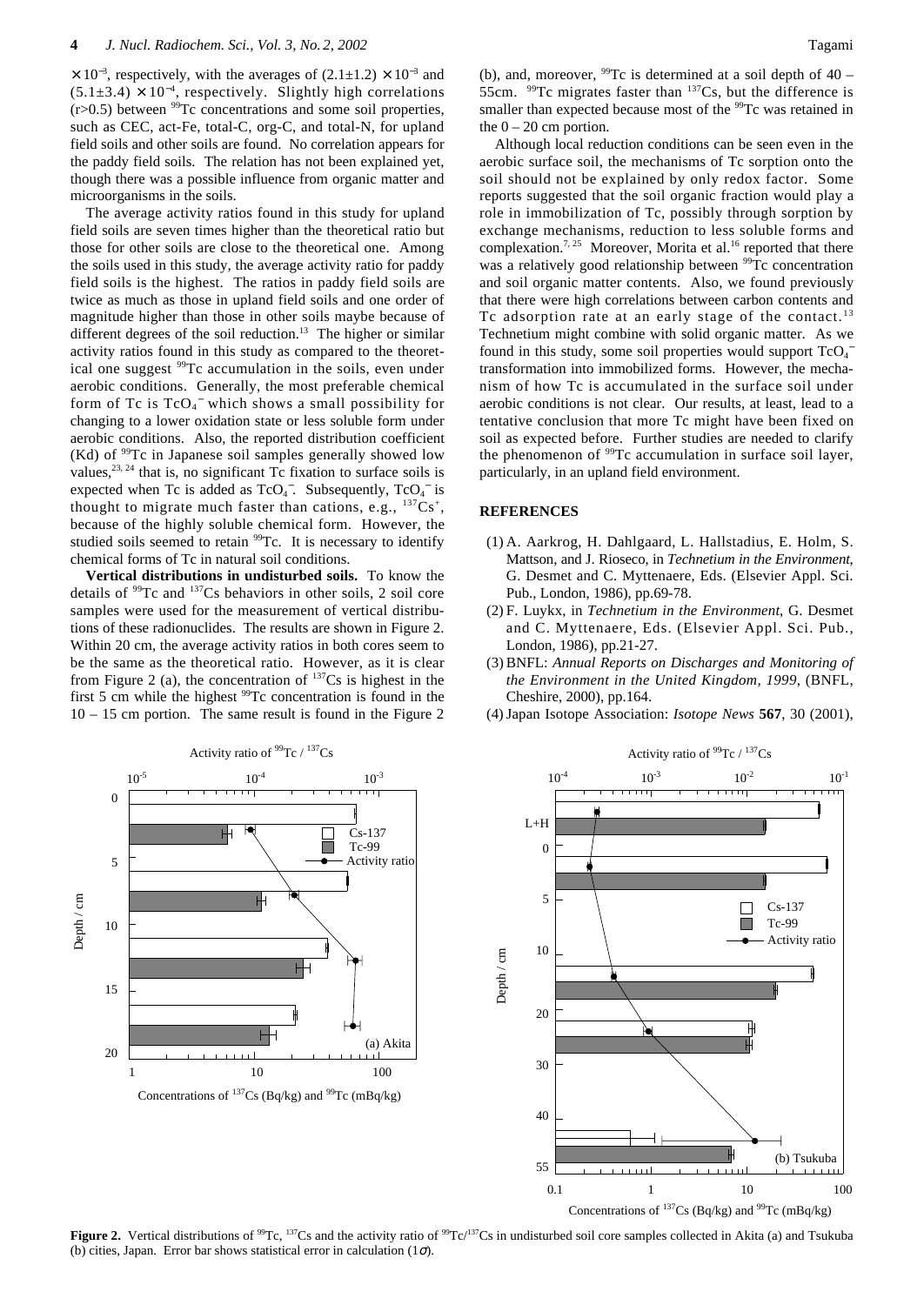$\times 10^{-3}$, respectively, with the averages of $(2.1 \pm 1.2) \times 10^{-3}$ and $(5.1 \pm 3.4) \times 10^{-4}$, respectively. Slightly high correlations ($r > 0.5$) between $^{99}$Tc concentrations and some soil properties, such as CEC, act-Fe, total-C, org-C, and total-N, for upland field soils and other soils are found. No correlation appears for the paddy field soils. The relation has not been explained yet, though there was a possible influence from organic matter and microorganisms in the soils.

The average activity ratios found in this study for upland field soils are seven times higher than the theoretical ratio but those for other soils are close to the theoretical one. Among the soils used in this study, the average activity ratio for paddy field soils is the highest. The ratios in paddy field soils are twice as much as those in upland field soils and one order of magnitude higher than those in other soils maybe because of different degrees of the soil reduction.[13] The higher or similar activity ratios found in this study as compared to the theoretical one suggest $^{99}$Tc accumulation in the soils, even under aerobic conditions. Generally, the most preferable chemical form of Tc is $TcO_4^-$ which shows a small possibility for changing to a lower oxidation state or less soluble form under aerobic conditions. Also, the reported distribution coefficient (Kd) of $^{99}$Tc in Japanese soil samples generally showed low values,[23, 24] that is, no significant Tc fixation to surface soils is expected when Tc is added as $TcO_4^-$. Subsequently, $TcO_4^-$ is thought to migrate much faster than cations, e.g., $^{137}Cs^+$, because of the highly soluble chemical form. However, the studied soils seemed to retain $^{99}$Tc. It is necessary to identify chemical forms of Tc in natural soil conditions.

**Vertical distributions in undisturbed soils.** To know the details of $^{99}$Tc and $^{137}$Cs behaviors in other soils, 2 soil core samples were used for the measurement of vertical distributions of these radionuclides. The results are shown in Figure 2. Within 20 cm, the average activity ratios in both cores seem to be the same as the theoretical ratio. However, as it is clear from Figure 2 (a), the concentration of $^{137}$Cs is highest in the first 5 cm while the highest $^{99}$Tc concentration is found in the 10 – 15 cm portion. The same result is found in the Figure 2 (b), and, moreover, $^{99}$Tc is determined at a soil depth of 40 – 55cm. $^{99}$Tc migrates faster than $^{137}$Cs, but the difference is smaller than expected because most of the $^{99}$Tc was retained in the 0 – 20 cm portion.

Although local reduction conditions can be seen even in the aerobic surface soil, the mechanisms of Tc sorption onto the soil should not be explained by only redox factor. Some reports suggested that the soil organic fraction would play a role in immobilization of Tc, possibly through sorption by exchange mechanisms, reduction to less soluble forms and complexation.[7, 25] Moreover, Morita et al.[16] reported that there was a relatively good relationship between $^{99}$Tc concentration and soil organic matter contents. Also, we found previously that there were high correlations between carbon contents and Tc adsorption rate at an early stage of the contact.[13] Technetium might combine with solid organic matter. As we found in this study, some soil properties would support $TcO_4^-$ transformation into immobilized forms. However, the mechanism of how Tc is accumulated in the surface soil under aerobic conditions is not clear. Our results, at least, lead to a tentative conclusion that more Tc might have been fixed on soil as expected before. Further studies are needed to clarify the phenomenon of $^{99}$Tc accumulation in surface soil layer, particularly, in an upland field environment.

## REFERENCES

(1) A. Aarkrog, H. Dahlgaard, L. Hallstadius, E. Holm, S. Mattson, and J. Rioseco, in *Technetium in the Environment*, G. Desmet and C. Myttenaere, Eds. (Elsevier Appl. Sci. Pub., London, 1986), pp.69-78.

(2) F. Luykx, in *Technetium in the Environment*, G. Desmet and C. Myttenaere, Eds. (Elsevier Appl. Sci. Pub., London, 1986), pp.21-27.

(3) BNFL: *Annual Reports on Discharges and Monitoring of the Environment in the United Kingdom, 1999*, (BNFL, Cheshire, 2000), pp.164.

(4) Japan Isotope Association: *Isotope News* **567**, 30 (2001),

**Figure 2.** Vertical distributions of $^{99}$Tc, $^{137}$Cs and the activity ratio of $^{99}$Tc/$^{137}$Cs in undisturbed soil core samples collected in Akita (a) and Tsukuba (b) cities, Japan. Error bar shows statistical error in calculation (1$\sigma$).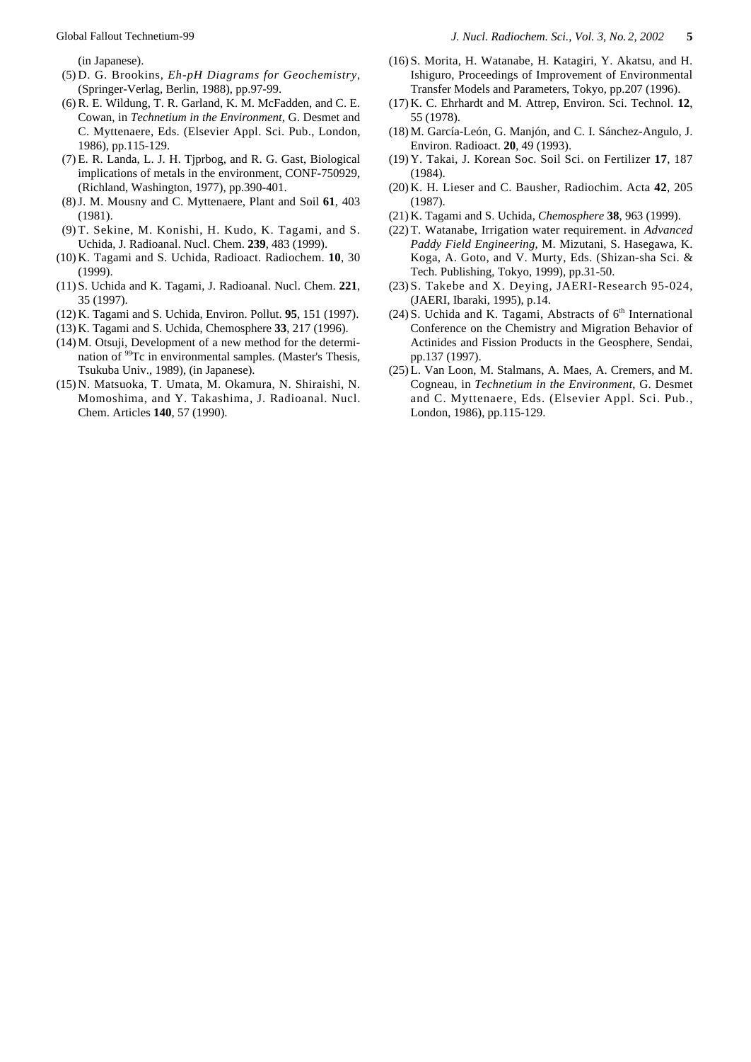(in Japanese).

(5) D. G. Brookins, *Eh-pH Diagrams for Geochemistry*, (Springer-Verlag, Berlin, 1988), pp.97-99.

(6) R. E. Wildung, T. R. Garland, K. M. McFadden, and C. E. Cowan, in *Technetium in the Environment*, G. Desmet and C. Myttenaere, Eds. (Elsevier Appl. Sci. Pub., London, 1986), pp.115-129.

(7) E. R. Landa, L. J. H. Tjprbog, and R. G. Gast, Biological implications of metals in the environment, CONF-750929, (Richland, Washington, 1977), pp.390-401.

(8) J. M. Mousny and C. Myttenaere, Plant and Soil **61**, 403 (1981).

(9) T. Sekine, M. Konishi, H. Kudo, K. Tagami, and S. Uchida, J. Radioanal. Nucl. Chem. **239**, 483 (1999).

(10) K. Tagami and S. Uchida, Radioact. Radiochem. **10**, 30 (1999).

(11) S. Uchida and K. Tagami, J. Radioanal. Nucl. Chem. **221**, 35 (1997).

(12) K. Tagami and S. Uchida, Environ. Pollut. **95**, 151 (1997).

(13) K. Tagami and S. Uchida, Chemosphere **33**, 217 (1996).

(14) M. Otsuji, Development of a new method for the determination of $^{99}$Tc in environmental samples. (Master's Thesis, Tsukuba Univ., 1989), (in Japanese).

(15) N. Matsuoka, T. Umata, M. Okamura, N. Shiraishi, N. Momoshima, and Y. Takashima, J. Radioanal. Nucl. Chem. Articles **140**, 57 (1990).

(16) S. Morita, H. Watanabe, H. Katagiri, Y. Akatsu, and H. Ishiguro, Proceedings of Improvement of Environmental Transfer Models and Parameters, Tokyo, pp.207 (1996).

(17) K. C. Ehrhardt and M. Attrep, Environ. Sci. Technol. **12**, 55 (1978).

(18) M. García-León, G. Manjón, and C. I. Sánchez-Angulo, J. Environ. Radioact. **20**, 49 (1993).

(19) Y. Takai, J. Korean Soc. Soil Sci. on Fertilizer **17**, 187 (1984).

(20) K. H. Lieser and C. Bausher, Radiochim. Acta **42**, 205 (1987).

(21) K. Tagami and S. Uchida, *Chemosphere* **38**, 963 (1999).

(22) T. Watanabe, Irrigation water requirement. in *Advanced Paddy Field Engineering*, M. Mizutani, S. Hasegawa, K. Koga, A. Goto, and V. Murty, Eds. (Shizan-sha Sci. & Tech. Publishing, Tokyo, 1999), pp.31-50.

(23) S. Takebe and X. Deying, JAERI-Research 95-024, (JAERI, Ibaraki, 1995), p.14.

(24) S. Uchida and K. Tagami, Abstracts of 6$^{th}$ International Conference on the Chemistry and Migration Behavior of Actinides and Fission Products in the Geosphere, Sendai, pp.137 (1997).

(25) L. Van Loon, M. Stalmans, A. Maes, A. Cremers, and M. Cogneau, in *Technetium in the Environment*, G. Desmet and C. Myttenaere, Eds. (Elsevier Appl. Sci. Pub., London, 1986), pp.115-129.